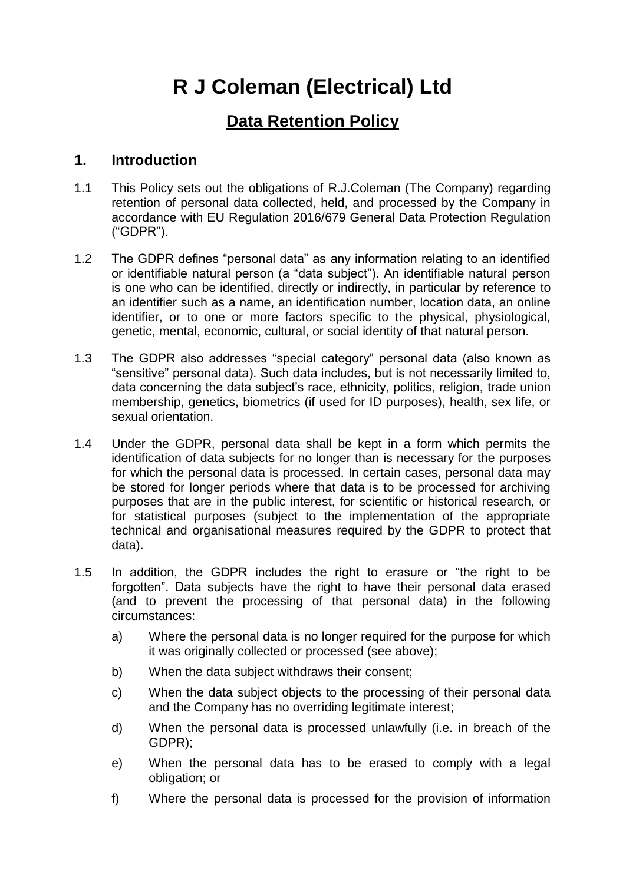# R J Coleman (Electrical) Ltd

## Data Retention Policy

### 1. Introduction

1.1 This Policy sets out the obligations of R.J.Coleman (The Company) regarding retention of personal data collected, held, and processed by the Company in accordance with EU Regulation 2016/679 General Data Protection Regulation ("GDPR").

1.2 The GDPR defines "personal data" as any information relating to an identified or identifiable natural person (a "data subject"). An identifiable natural person is one who can be identified, directly or indirectly, in particular by reference to an identifier such as a name, an identification number, location data, an online identifier, or to one or more factors specific to the physical, physiological, genetic, mental, economic, cultural, or social identity of that natural person.

1.3 The GDPR also addresses "special category" personal data (also known as "sensitive" personal data). Such data includes, but is not necessarily limited to, data concerning the data subject's race, ethnicity, politics, religion, trade union membership, genetics, biometrics (if used for ID purposes), health, sex life, or sexual orientation.

1.4 Under the GDPR, personal data shall be kept in a form which permits the identification of data subjects for no longer than is necessary for the purposes for which the personal data is processed. In certain cases, personal data may be stored for longer periods where that data is to be processed for archiving purposes that are in the public interest, for scientific or historical research, or for statistical purposes (subject to the implementation of the appropriate technical and organisational measures required by the GDPR to protect that data).

1.5 In addition, the GDPR includes the right to erasure or "the right to be forgotten". Data subjects have the right to have their personal data erased (and to prevent the processing of that personal data) in the following circumstances:

a) Where the personal data is no longer required for the purpose for which it was originally collected or processed (see above);

b) When the data subject withdraws their consent;

c) When the data subject objects to the processing of their personal data and the Company has no overriding legitimate interest;

d) When the personal data is processed unlawfully (i.e. in breach of the GDPR);

e) When the personal data has to be erased to comply with a legal obligation; or

f) Where the personal data is processed for the provision of information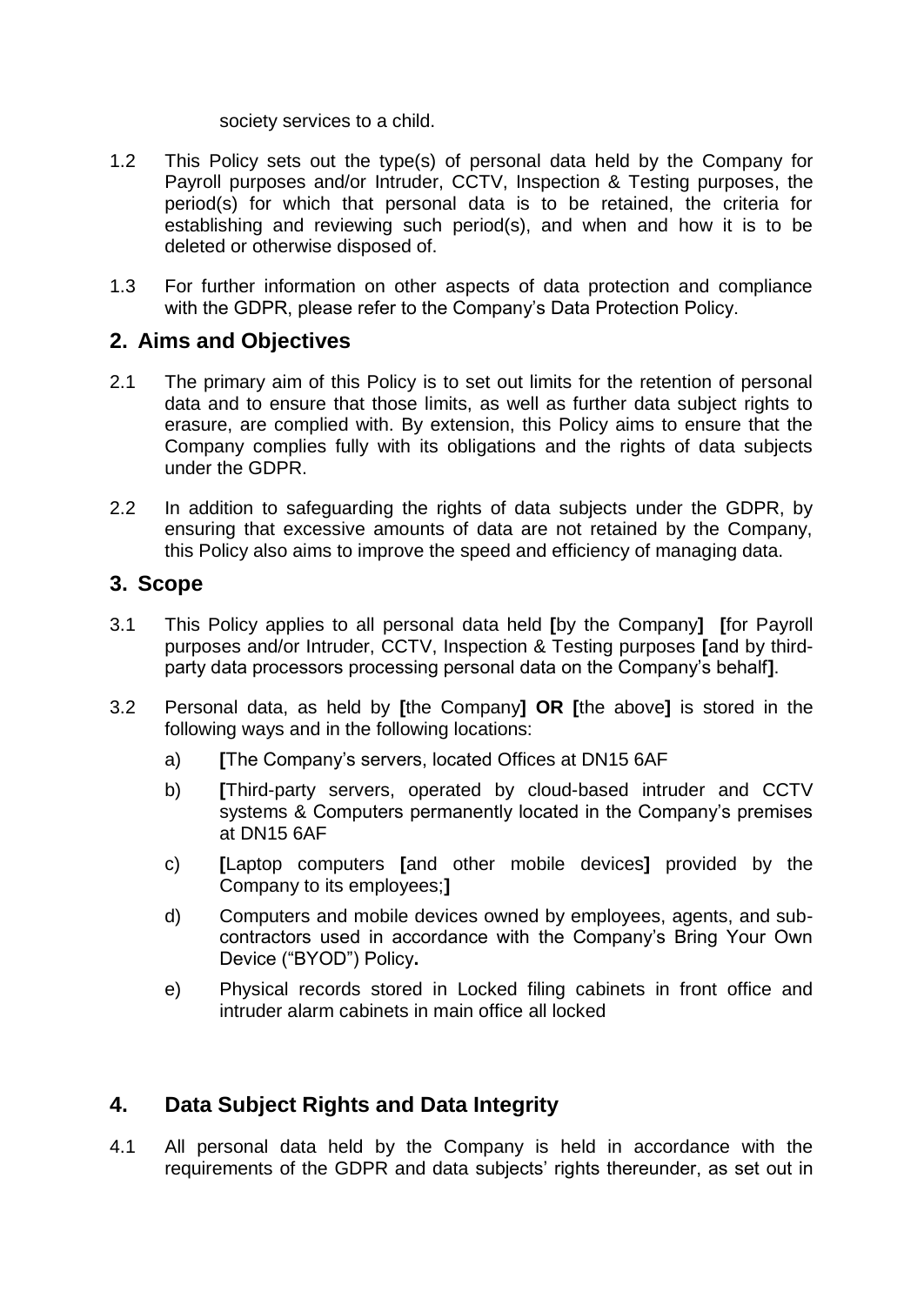society services to a child.

1.2 This Policy sets out the type(s) of personal data held by the Company for Payroll purposes and/or Intruder, CCTV, Inspection & Testing purposes, the period(s) for which that personal data is to be retained, the criteria for establishing and reviewing such period(s), and when and how it is to be deleted or otherwise disposed of.

1.3 For further information on other aspects of data protection and compliance with the GDPR, please refer to the Company's Data Protection Policy.

## 2. Aims and Objectives

2.1 The primary aim of this Policy is to set out limits for the retention of personal data and to ensure that those limits, as well as further data subject rights to erasure, are complied with. By extension, this Policy aims to ensure that the Company complies fully with its obligations and the rights of data subjects under the GDPR.

2.2 In addition to safeguarding the rights of data subjects under the GDPR, by ensuring that excessive amounts of data are not retained by the Company, this Policy also aims to improve the speed and efficiency of managing data.

## 3. Scope

3.1 This Policy applies to all personal data held **[**by the Company**]** **[**for Payroll purposes and/or Intruder, CCTV, Inspection & Testing purposes **[**and by third-party data processors processing personal data on the Company's behalf**]**.

3.2 Personal data, as held by **[**the Company**] OR [**the above**]** is stored in the following ways and in the following locations:

a) **[**The Company's servers, located Offices at DN15 6AF

b) **[**Third-party servers, operated by cloud-based intruder and CCTV systems & Computers permanently located in the Company's premises at DN15 6AF

c) **[**Laptop computers **[**and other mobile devices**]** provided by the Company to its employees;**]**

d) Computers and mobile devices owned by employees, agents, and sub-contractors used in accordance with the Company's Bring Your Own Device ("BYOD") Policy**.**

e) Physical records stored in Locked filing cabinets in front office and intruder alarm cabinets in main office all locked

## 4. Data Subject Rights and Data Integrity

4.1 All personal data held by the Company is held in accordance with the requirements of the GDPR and data subjects' rights thereunder, as set out in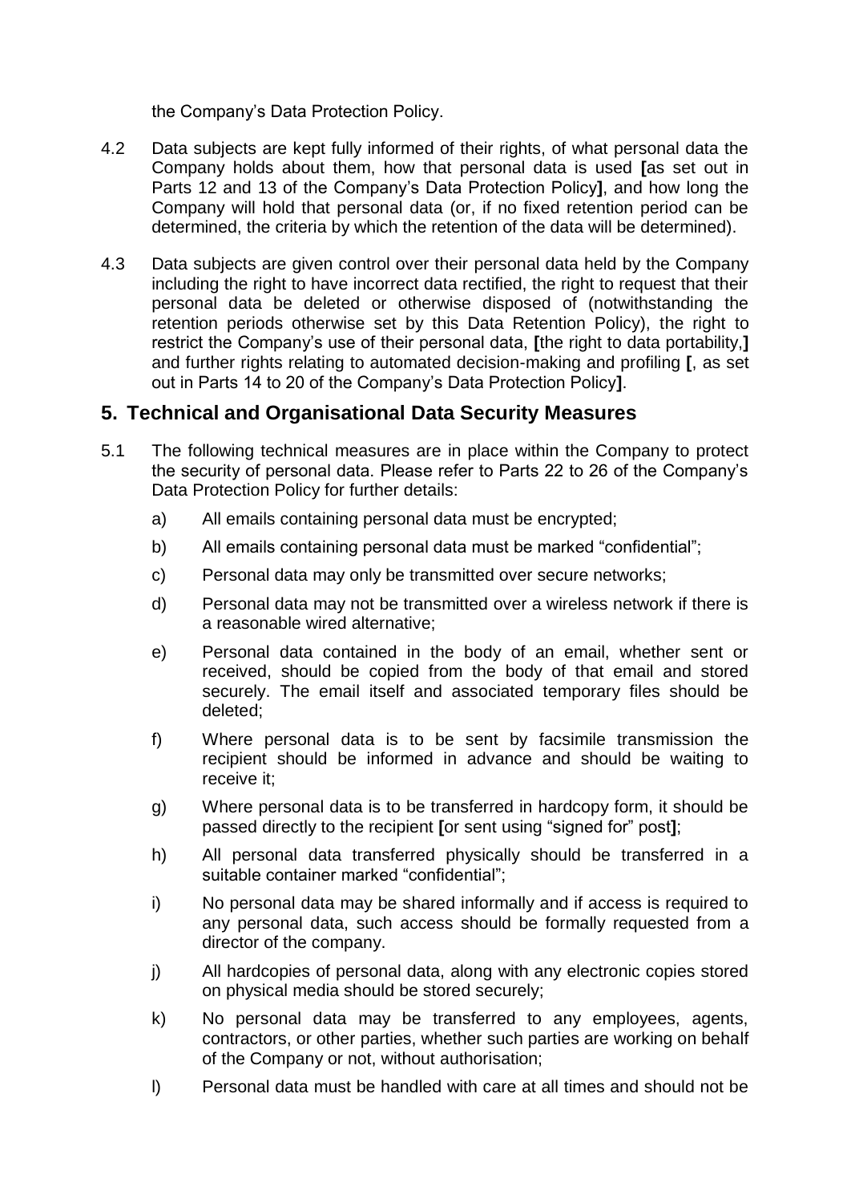the Company's Data Protection Policy.

4.2 Data subjects are kept fully informed of their rights, of what personal data the Company holds about them, how that personal data is used **[**as set out in Parts 12 and 13 of the Company's Data Protection Policy**]**, and how long the Company will hold that personal data (or, if no fixed retention period can be determined, the criteria by which the retention of the data will be determined).

4.3 Data subjects are given control over their personal data held by the Company including the right to have incorrect data rectified, the right to request that their personal data be deleted or otherwise disposed of (notwithstanding the retention periods otherwise set by this Data Retention Policy), the right to restrict the Company's use of their personal data, **[**the right to data portability,**]** and further rights relating to automated decision-making and profiling **[**, as set out in Parts 14 to 20 of the Company's Data Protection Policy**]**.

## 5. Technical and Organisational Data Security Measures

5.1 The following technical measures are in place within the Company to protect the security of personal data. Please refer to Parts 22 to 26 of the Company's Data Protection Policy for further details:

a) All emails containing personal data must be encrypted;

b) All emails containing personal data must be marked "confidential";

c) Personal data may only be transmitted over secure networks;

d) Personal data may not be transmitted over a wireless network if there is a reasonable wired alternative;

e) Personal data contained in the body of an email, whether sent or received, should be copied from the body of that email and stored securely. The email itself and associated temporary files should be deleted;

f) Where personal data is to be sent by facsimile transmission the recipient should be informed in advance and should be waiting to receive it;

g) Where personal data is to be transferred in hardcopy form, it should be passed directly to the recipient **[**or sent using "signed for" post**]**;

h) All personal data transferred physically should be transferred in a suitable container marked "confidential";

i) No personal data may be shared informally and if access is required to any personal data, such access should be formally requested from a director of the company.

j) All hardcopies of personal data, along with any electronic copies stored on physical media should be stored securely;

k) No personal data may be transferred to any employees, agents, contractors, or other parties, whether such parties are working on behalf of the Company or not, without authorisation;

l) Personal data must be handled with care at all times and should not be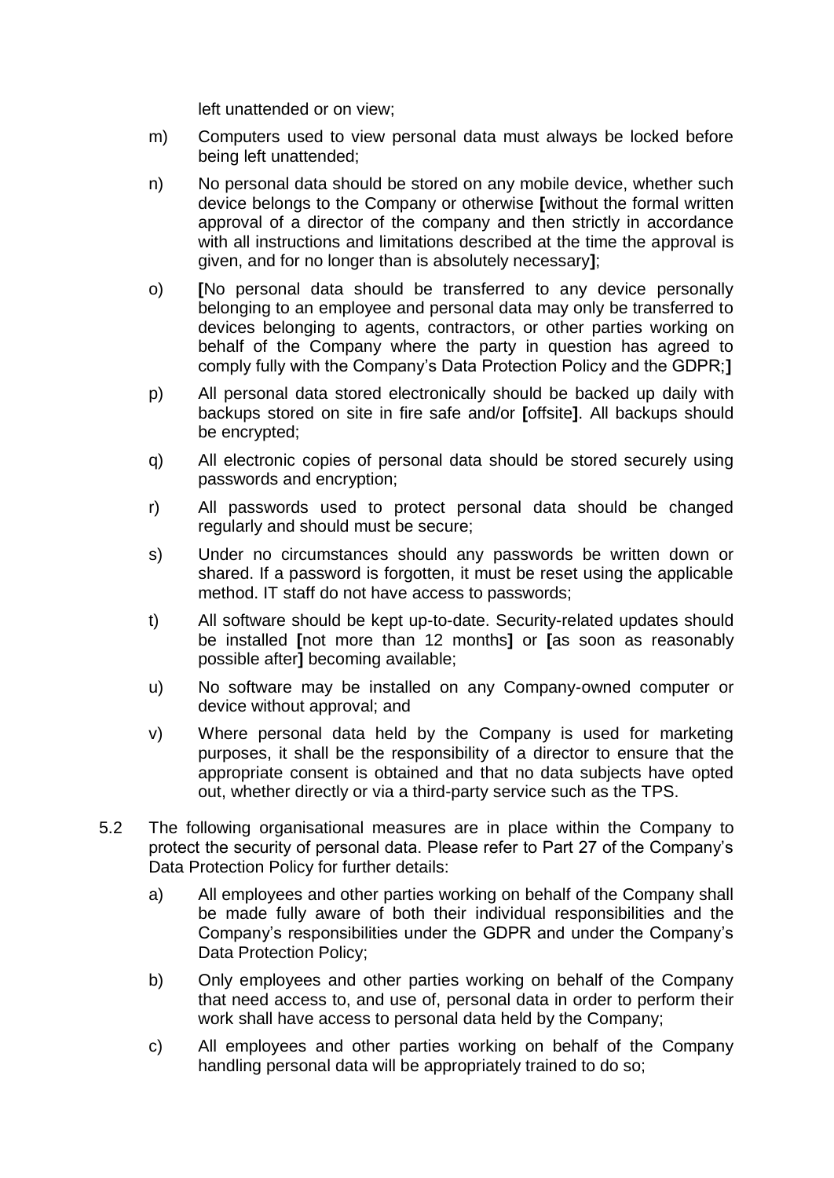left unattended or on view;

m) Computers used to view personal data must always be locked before being left unattended;

n) No personal data should be stored on any mobile device, whether such device belongs to the Company or otherwise **[**without the formal written approval of a director of the company and then strictly in accordance with all instructions and limitations described at the time the approval is given, and for no longer than is absolutely necessary**]**;

o) **[**No personal data should be transferred to any device personally belonging to an employee and personal data may only be transferred to devices belonging to agents, contractors, or other parties working on behalf of the Company where the party in question has agreed to comply fully with the Company's Data Protection Policy and the GDPR;**]**

p) All personal data stored electronically should be backed up daily with backups stored on site in fire safe and/or **[**offsite**]**. All backups should be encrypted;

q) All electronic copies of personal data should be stored securely using passwords and encryption;

r) All passwords used to protect personal data should be changed regularly and should must be secure;

s) Under no circumstances should any passwords be written down or shared. If a password is forgotten, it must be reset using the applicable method. IT staff do not have access to passwords;

t) All software should be kept up-to-date. Security-related updates should be installed **[**not more than 12 months**]** or **[**as soon as reasonably possible after**]** becoming available;

u) No software may be installed on any Company-owned computer or device without approval; and

v) Where personal data held by the Company is used for marketing purposes, it shall be the responsibility of a director to ensure that the appropriate consent is obtained and that no data subjects have opted out, whether directly or via a third-party service such as the TPS.

5.2 The following organisational measures are in place within the Company to protect the security of personal data. Please refer to Part 27 of the Company's Data Protection Policy for further details:

a) All employees and other parties working on behalf of the Company shall be made fully aware of both their individual responsibilities and the Company's responsibilities under the GDPR and under the Company's Data Protection Policy;

b) Only employees and other parties working on behalf of the Company that need access to, and use of, personal data in order to perform their work shall have access to personal data held by the Company;

c) All employees and other parties working on behalf of the Company handling personal data will be appropriately trained to do so;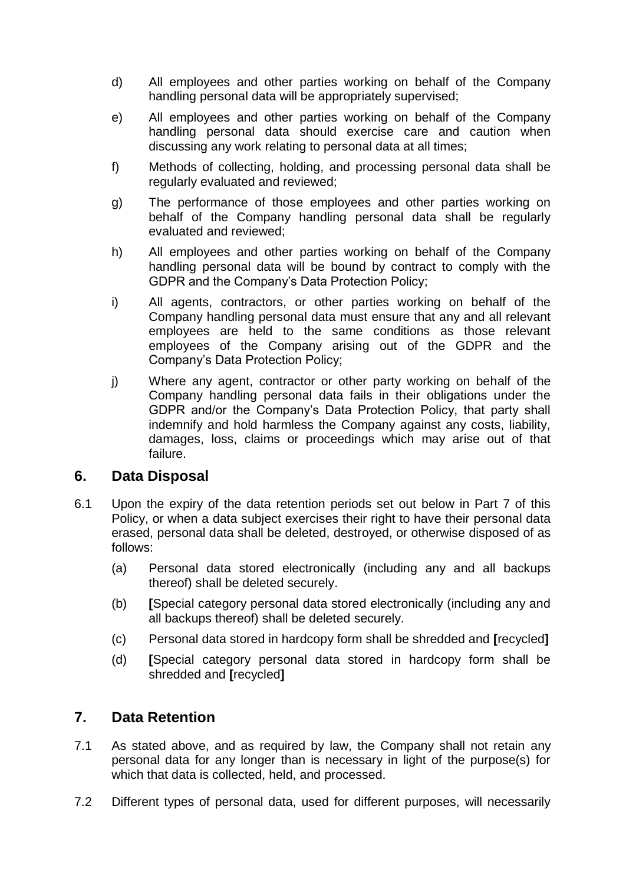d) All employees and other parties working on behalf of the Company handling personal data will be appropriately supervised;

e) All employees and other parties working on behalf of the Company handling personal data should exercise care and caution when discussing any work relating to personal data at all times;

f) Methods of collecting, holding, and processing personal data shall be regularly evaluated and reviewed;

g) The performance of those employees and other parties working on behalf of the Company handling personal data shall be regularly evaluated and reviewed;

h) All employees and other parties working on behalf of the Company handling personal data will be bound by contract to comply with the GDPR and the Company's Data Protection Policy;

i) All agents, contractors, or other parties working on behalf of the Company handling personal data must ensure that any and all relevant employees are held to the same conditions as those relevant employees of the Company arising out of the GDPR and the Company's Data Protection Policy;

j) Where any agent, contractor or other party working on behalf of the Company handling personal data fails in their obligations under the GDPR and/or the Company's Data Protection Policy, that party shall indemnify and hold harmless the Company against any costs, liability, damages, loss, claims or proceedings which may arise out of that failure.

## 6. Data Disposal

6.1 Upon the expiry of the data retention periods set out below in Part 7 of this Policy, or when a data subject exercises their right to have their personal data erased, personal data shall be deleted, destroyed, or otherwise disposed of as follows:

(a) Personal data stored electronically (including any and all backups thereof) shall be deleted securely.

(b) **[**Special category personal data stored electronically (including any and all backups thereof) shall be deleted securely.

(c) Personal data stored in hardcopy form shall be shredded and **[**recycled**]**

(d) **[**Special category personal data stored in hardcopy form shall be shredded and **[**recycled**]**

## 7. Data Retention

7.1 As stated above, and as required by law, the Company shall not retain any personal data for any longer than is necessary in light of the purpose(s) for which that data is collected, held, and processed.

7.2 Different types of personal data, used for different purposes, will necessarily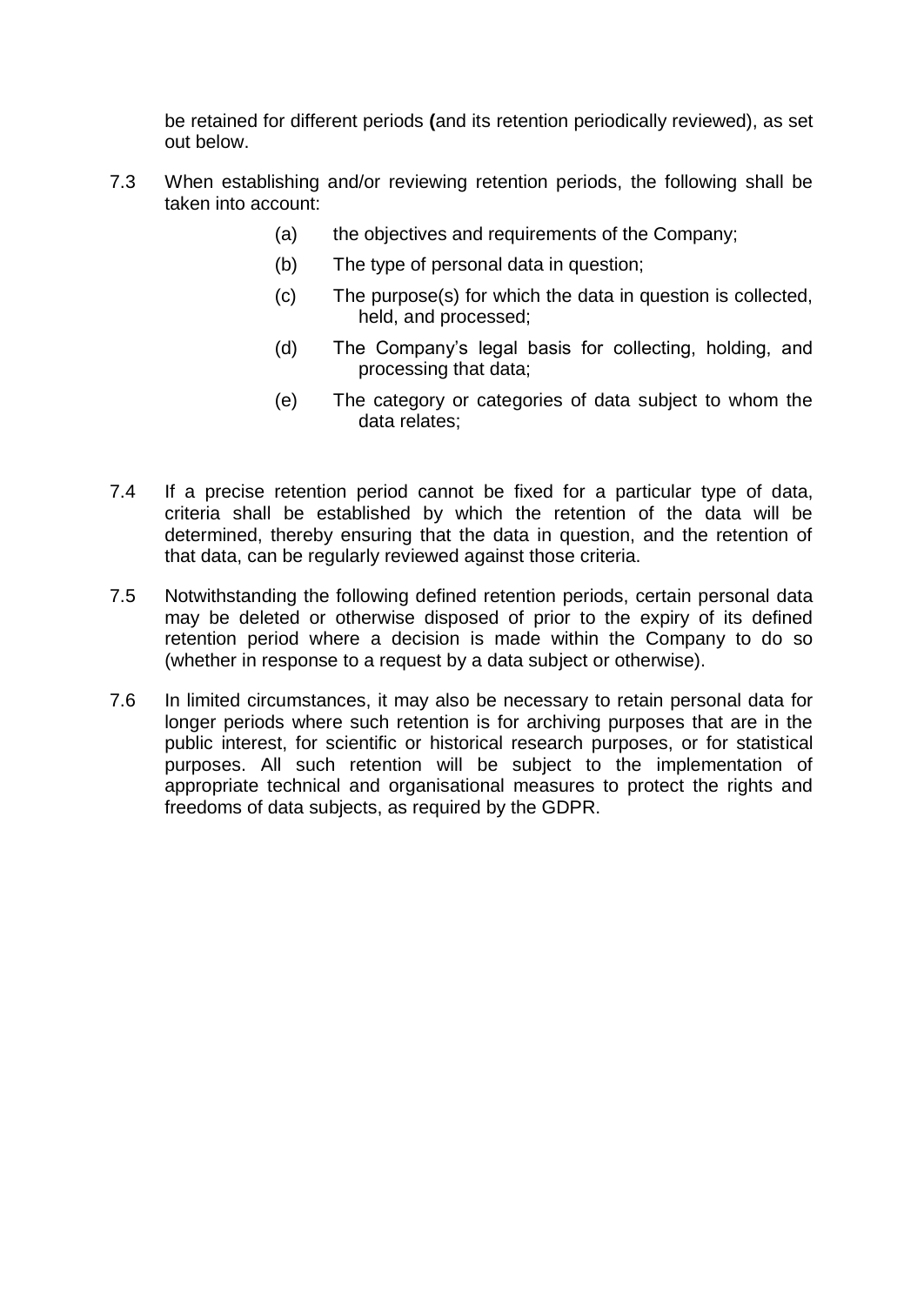be retained for different periods (and its retention periodically reviewed), as set out below.

7.3 When establishing and/or reviewing retention periods, the following shall be taken into account:

- (a) the objectives and requirements of the Company;
- (b) The type of personal data in question;
- (c) The purpose(s) for which the data in question is collected, held, and processed;
- (d) The Company's legal basis for collecting, holding, and processing that data;
- (e) The category or categories of data subject to whom the data relates;

7.4 If a precise retention period cannot be fixed for a particular type of data, criteria shall be established by which the retention of the data will be determined, thereby ensuring that the data in question, and the retention of that data, can be regularly reviewed against those criteria.

7.5 Notwithstanding the following defined retention periods, certain personal data may be deleted or otherwise disposed of prior to the expiry of its defined retention period where a decision is made within the Company to do so (whether in response to a request by a data subject or otherwise).

7.6 In limited circumstances, it may also be necessary to retain personal data for longer periods where such retention is for archiving purposes that are in the public interest, for scientific or historical research purposes, or for statistical purposes. All such retention will be subject to the implementation of appropriate technical and organisational measures to protect the rights and freedoms of data subjects, as required by the GDPR.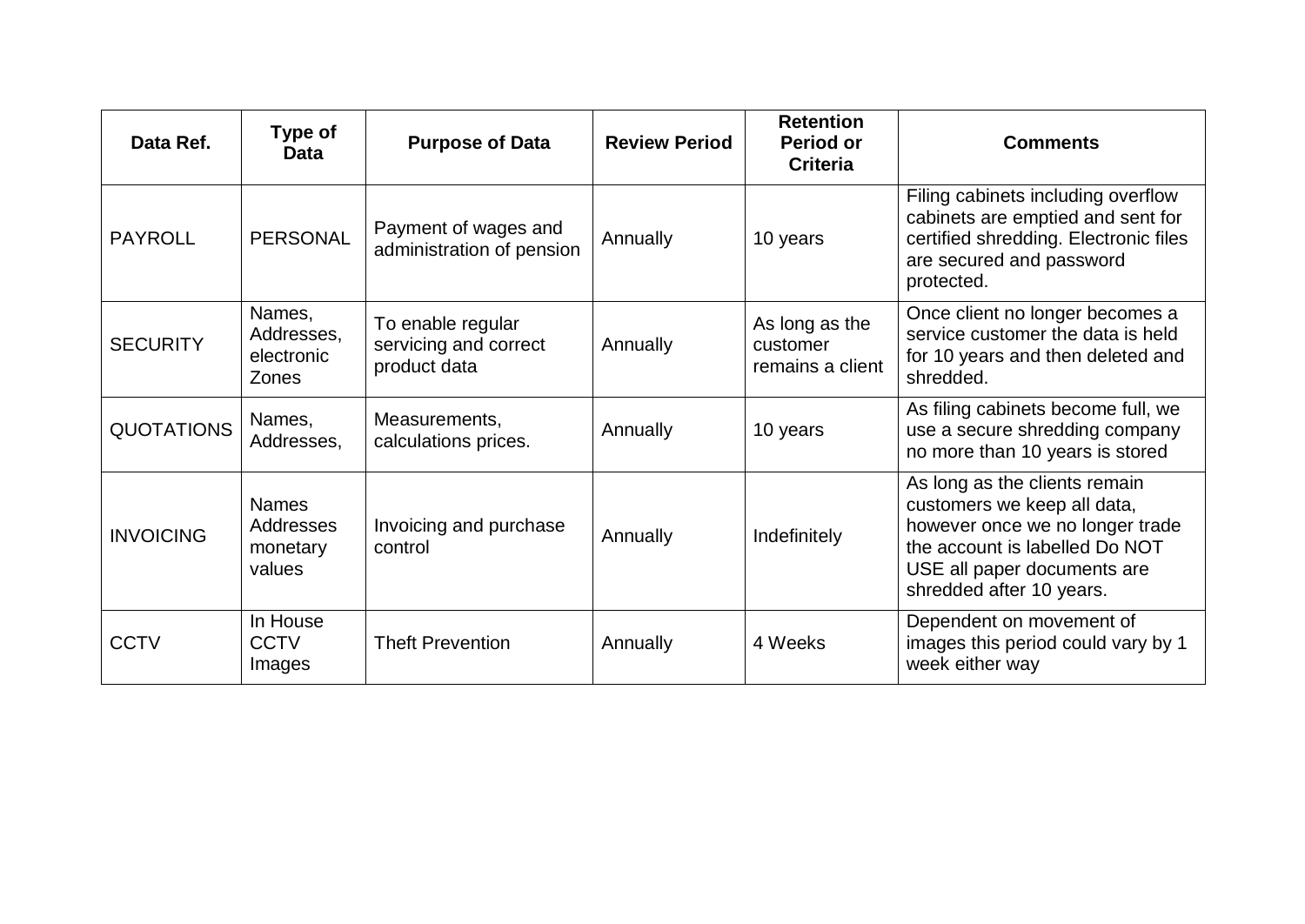| Data Ref. | Type of Data | Purpose of Data | Review Period | Retention Period or Criteria | Comments |
|---|---|---|---|---|---|
| PAYROLL | PERSONAL | Payment of wages and administration of pension | Annually | 10 years | Filing cabinets including overflow cabinets are emptied and sent for certified shredding. Electronic files are secured and password protected. |
| SECURITY | Names, Addresses, electronic Zones | To enable regular servicing and correct product data | Annually | As long as the customer remains a client | Once client no longer becomes a service customer the data is held for 10 years and then deleted and shredded. |
| QUOTATIONS | Names, Addresses, | Measurements, calculations prices. | Annually | 10 years | As filing cabinets become full, we use a secure shredding company no more than 10 years is stored |
| INVOICING | Names Addresses monetary values | Invoicing and purchase control | Annually | Indefinitely | As long as the clients remain customers we keep all data, however once we no longer trade the account is labelled Do NOT USE all paper documents are shredded after 10 years. |
| CCTV | In House CCTV Images | Theft Prevention | Annually | 4 Weeks | Dependent on movement of images this period could vary by 1 week either way |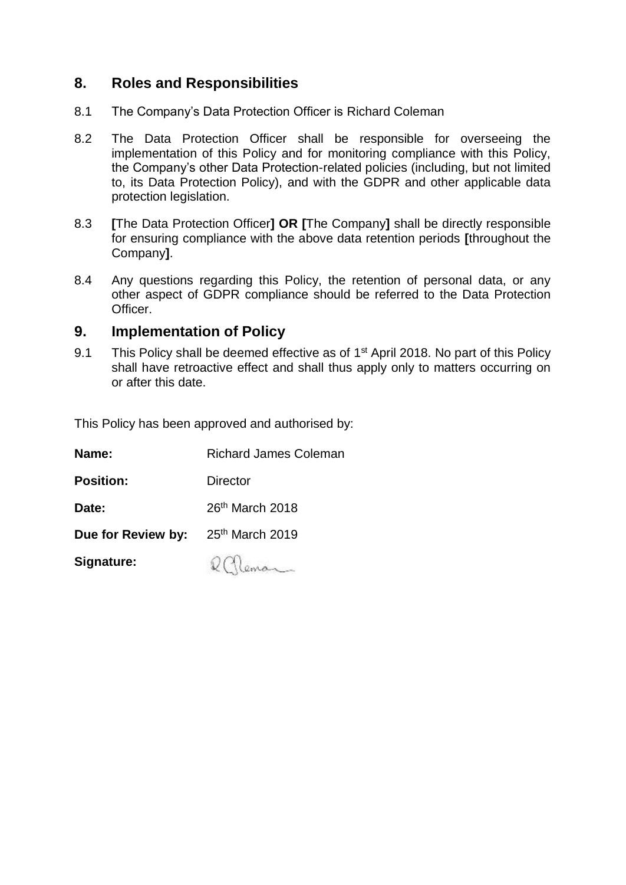## 8. Roles and Responsibilities

8.1 The Company's Data Protection Officer is Richard Coleman

8.2 The Data Protection Officer shall be responsible for overseeing the implementation of this Policy and for monitoring compliance with this Policy, the Company's other Data Protection-related policies (including, but not limited to, its Data Protection Policy), and with the GDPR and other applicable data protection legislation.

8.3 **[**The Data Protection Officer**] OR [**The Company**]** shall be directly responsible for ensuring compliance with the above data retention periods **[**throughout the Company**]**.

8.4 Any questions regarding this Policy, the retention of personal data, or any other aspect of GDPR compliance should be referred to the Data Protection Officer.

## 9. Implementation of Policy

9.1 This Policy shall be deemed effective as of 1st April 2018. No part of this Policy shall have retroactive effect and shall thus apply only to matters occurring on or after this date.

This Policy has been approved and authorised by:

**Name:** Richard James Coleman

**Position:** Director

**Date:** 26th March 2018

**Due for Review by:** 25th March 2019

**Signature:** R Coleman